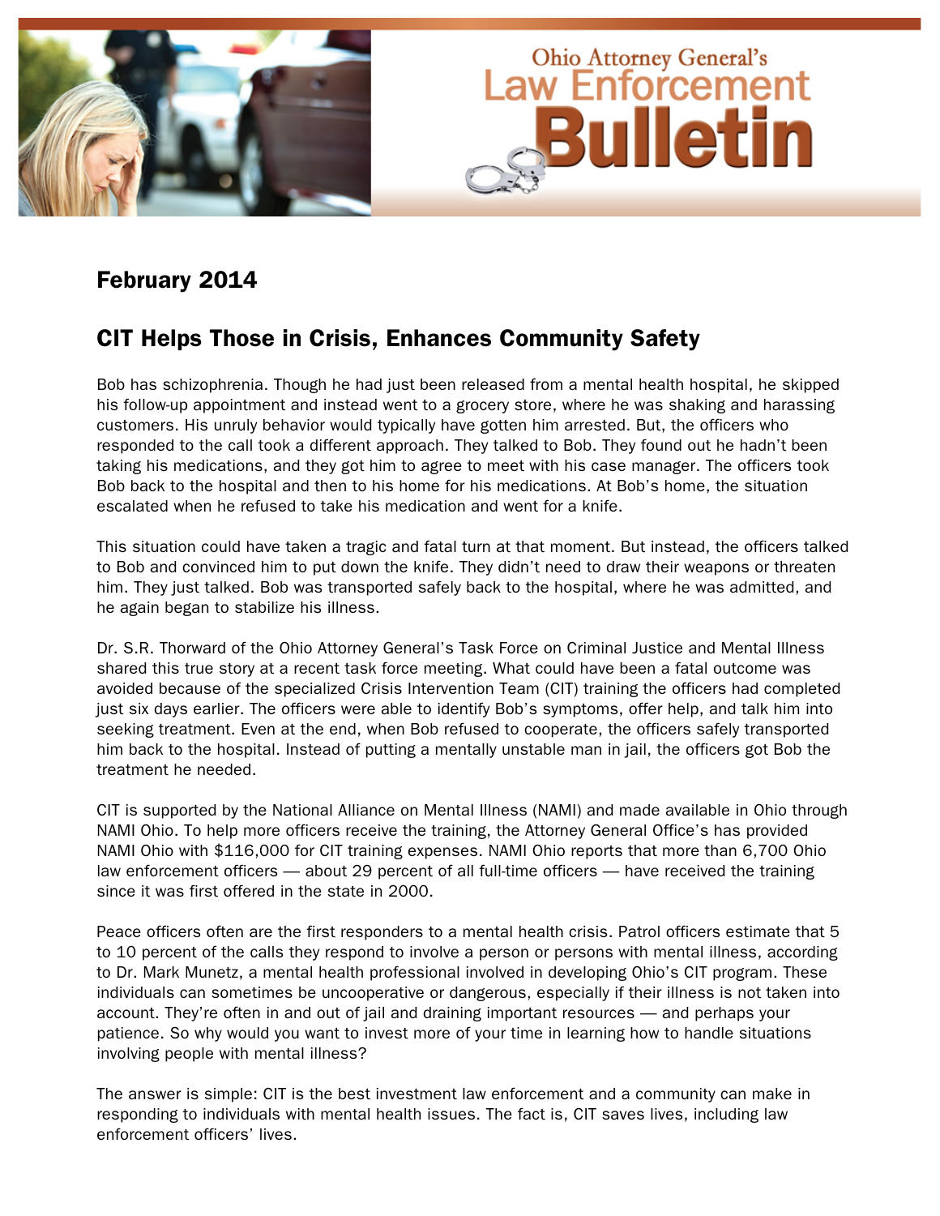# Ohio Attorney General's Law Enforcement Bulletin

## February 2014

## CIT Helps Those in Crisis, Enhances Community Safety

Bob has schizophrenia. Though he had just been released from a mental health hospital, he skipped his follow-up appointment and instead went to a grocery store, where he was shaking and harassing customers. His unruly behavior would typically have gotten him arrested. But, the officers who responded to the call took a different approach. They talked to Bob. They found out he hadn't been taking his medications, and they got him to agree to meet with his case manager. The officers took Bob back to the hospital and then to his home for his medications. At Bob's home, the situation escalated when he refused to take his medication and went for a knife.

This situation could have taken a tragic and fatal turn at that moment. But instead, the officers talked to Bob and convinced him to put down the knife. They didn't need to draw their weapons or threaten him. They just talked. Bob was transported safely back to the hospital, where he was admitted, and he again began to stabilize his illness.

Dr. S.R. Thorward of the Ohio Attorney General's Task Force on Criminal Justice and Mental Illness shared this true story at a recent task force meeting. What could have been a fatal outcome was avoided because of the specialized Crisis Intervention Team (CIT) training the officers had completed just six days earlier. The officers were able to identify Bob's symptoms, offer help, and talk him into seeking treatment. Even at the end, when Bob refused to cooperate, the officers safely transported him back to the hospital. Instead of putting a mentally unstable man in jail, the officers got Bob the treatment he needed.

CIT is supported by the National Alliance on Mental Illness (NAMI) and made available in Ohio through NAMI Ohio. To help more officers receive the training, the Attorney General Office's has provided NAMI Ohio with $116,000 for CIT training expenses. NAMI Ohio reports that more than 6,700 Ohio law enforcement officers — about 29 percent of all full-time officers — have received the training since it was first offered in the state in 2000.

Peace officers often are the first responders to a mental health crisis. Patrol officers estimate that 5 to 10 percent of the calls they respond to involve a person or persons with mental illness, according to Dr. Mark Munetz, a mental health professional involved in developing Ohio's CIT program. These individuals can sometimes be uncooperative or dangerous, especially if their illness is not taken into account. They're often in and out of jail and draining important resources — and perhaps your patience. So why would you want to invest more of your time in learning how to handle situations involving people with mental illness?

The answer is simple: CIT is the best investment law enforcement and a community can make in responding to individuals with mental health issues. The fact is, CIT saves lives, including law enforcement officers' lives.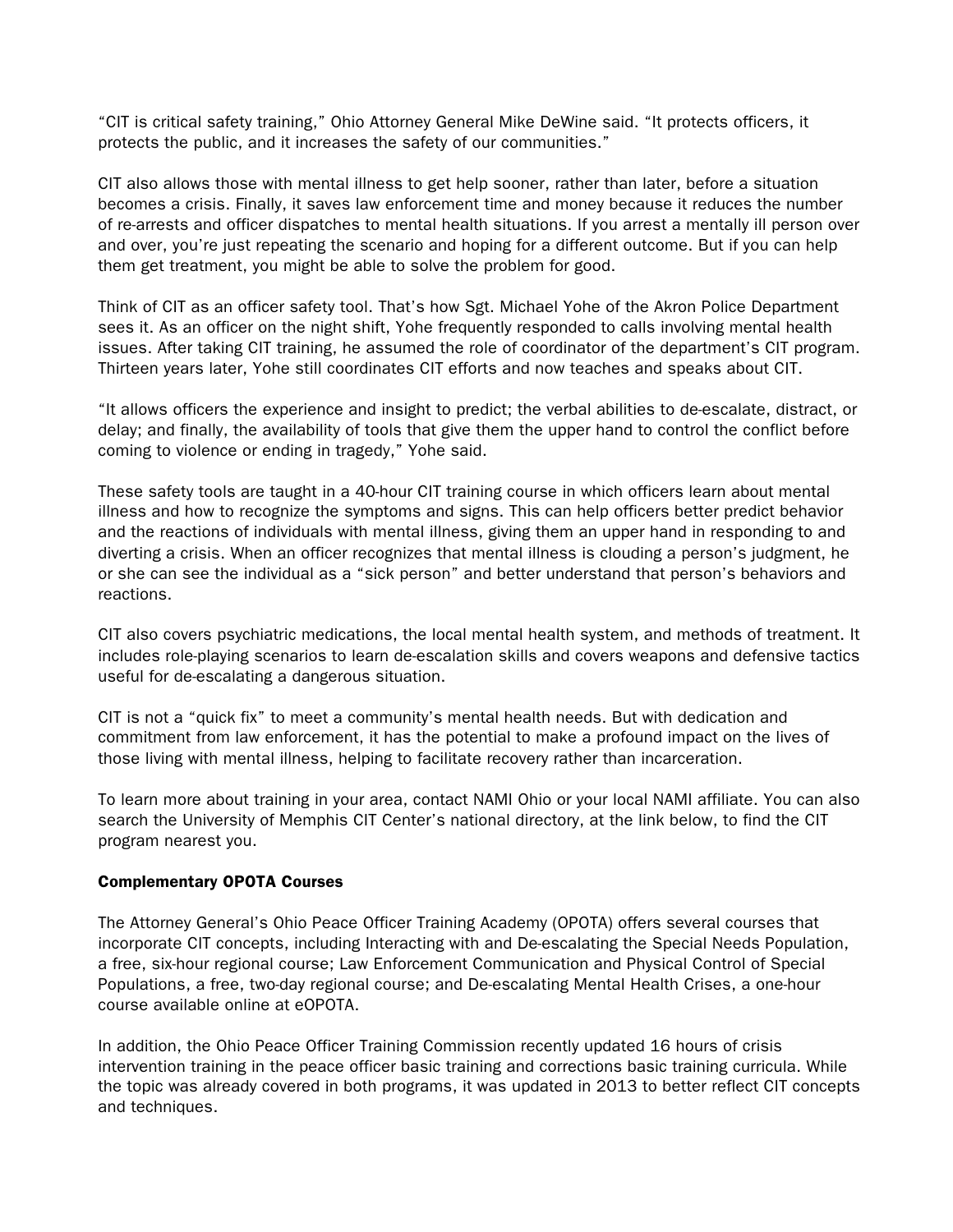“CIT is critical safety training,” Ohio Attorney General Mike DeWine said. “It protects officers, it protects the public, and it increases the safety of our communities.”

CIT also allows those with mental illness to get help sooner, rather than later, before a situation becomes a crisis. Finally, it saves law enforcement time and money because it reduces the number of re-arrests and officer dispatches to mental health situations. If you arrest a mentally ill person over and over, you’re just repeating the scenario and hoping for a different outcome. But if you can help them get treatment, you might be able to solve the problem for good.

Think of CIT as an officer safety tool. That’s how Sgt. Michael Yohe of the Akron Police Department sees it. As an officer on the night shift, Yohe frequently responded to calls involving mental health issues. After taking CIT training, he assumed the role of coordinator of the department’s CIT program. Thirteen years later, Yohe still coordinates CIT efforts and now teaches and speaks about CIT.

“It allows officers the experience and insight to predict; the verbal abilities to de-escalate, distract, or delay; and finally, the availability of tools that give them the upper hand to control the conflict before coming to violence or ending in tragedy,” Yohe said.

These safety tools are taught in a 40-hour CIT training course in which officers learn about mental illness and how to recognize the symptoms and signs. This can help officers better predict behavior and the reactions of individuals with mental illness, giving them an upper hand in responding to and diverting a crisis. When an officer recognizes that mental illness is clouding a person’s judgment, he or she can see the individual as a “sick person” and better understand that person’s behaviors and reactions.

CIT also covers psychiatric medications, the local mental health system, and methods of treatment. It includes role-playing scenarios to learn de-escalation skills and covers weapons and defensive tactics useful for de-escalating a dangerous situation.

CIT is not a “quick fix” to meet a community’s mental health needs. But with dedication and commitment from law enforcement, it has the potential to make a profound impact on the lives of those living with mental illness, helping to facilitate recovery rather than incarceration.

To learn more about training in your area, contact NAMI Ohio or your local NAMI affiliate. You can also search the University of Memphis CIT Center’s national directory, at the link below, to find the CIT program nearest you.

**Complementary OPOTA Courses**

The Attorney General’s Ohio Peace Officer Training Academy (OPOTA) offers several courses that incorporate CIT concepts, including Interacting with and De-escalating the Special Needs Population, a free, six-hour regional course; Law Enforcement Communication and Physical Control of Special Populations, a free, two-day regional course; and De-escalating Mental Health Crises, a one-hour course available online at eOPOTA.

In addition, the Ohio Peace Officer Training Commission recently updated 16 hours of crisis intervention training in the peace officer basic training and corrections basic training curricula. While the topic was already covered in both programs, it was updated in 2013 to better reflect CIT concepts and techniques.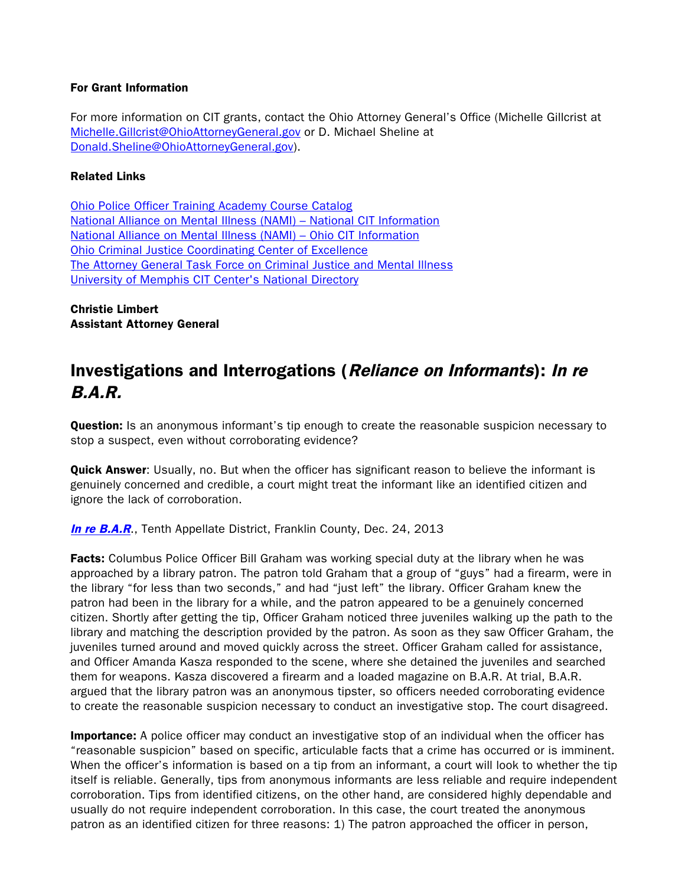**For Grant Information**

For more information on CIT grants, contact the Ohio Attorney General's Office (Michelle Gillcrist at [Michelle.Gillcrist@OhioAttorneyGeneral.gov](mailto:Michelle.Gillcrist@OhioAttorneyGeneral.gov) or D. Michael Sheline at [Donald.Sheline@OhioAttorneyGeneral.gov](mailto:Donald.Sheline@OhioAttorneyGeneral.gov)).

**Related Links**

Ohio Police Officer Training Academy Course Catalog
National Alliance on Mental Illness (NAMI) – National CIT Information
National Alliance on Mental Illness (NAMI) – Ohio CIT Information
Ohio Criminal Justice Coordinating Center of Excellence
The Attorney General Task Force on Criminal Justice and Mental Illness
University of Memphis CIT Center's National Directory

**Christie Limbert**
**Assistant Attorney General**

## Investigations and Interrogations (*Reliance on Informants*): *In re B.A.R.*

**Question:** Is an anonymous informant's tip enough to create the reasonable suspicion necessary to stop a suspect, even without corroborating evidence?

**Quick Answer**: Usually, no. But when the officer has significant reason to believe the informant is genuinely concerned and credible, a court might treat the informant like an identified citizen and ignore the lack of corroboration.

***In re B.A.R***., Tenth Appellate District, Franklin County, Dec. 24, 2013

**Facts:** Columbus Police Officer Bill Graham was working special duty at the library when he was approached by a library patron. The patron told Graham that a group of "guys" had a firearm, were in the library "for less than two seconds," and had "just left" the library. Officer Graham knew the patron had been in the library for a while, and the patron appeared to be a genuinely concerned citizen. Shortly after getting the tip, Officer Graham noticed three juveniles walking up the path to the library and matching the description provided by the patron. As soon as they saw Officer Graham, the juveniles turned around and moved quickly across the street. Officer Graham called for assistance, and Officer Amanda Kasza responded to the scene, where she detained the juveniles and searched them for weapons. Kasza discovered a firearm and a loaded magazine on B.A.R. At trial, B.A.R. argued that the library patron was an anonymous tipster, so officers needed corroborating evidence to create the reasonable suspicion necessary to conduct an investigative stop. The court disagreed.

**Importance:** A police officer may conduct an investigative stop of an individual when the officer has "reasonable suspicion" based on specific, articulable facts that a crime has occurred or is imminent. When the officer's information is based on a tip from an informant, a court will look to whether the tip itself is reliable. Generally, tips from anonymous informants are less reliable and require independent corroboration. Tips from identified citizens, on the other hand, are considered highly dependable and usually do not require independent corroboration. In this case, the court treated the anonymous patron as an identified citizen for three reasons: 1) The patron approached the officer in person,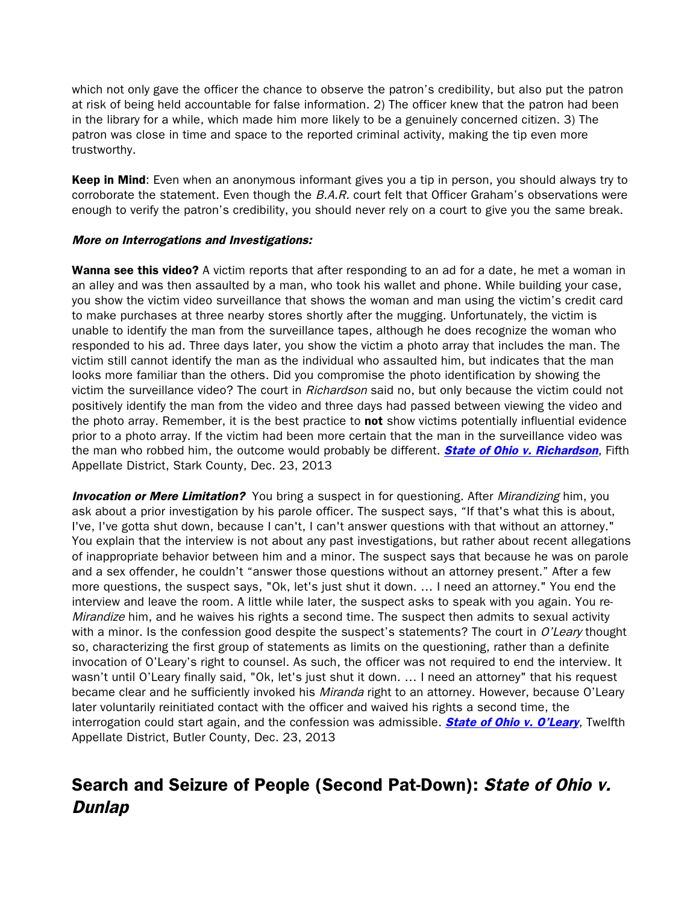which not only gave the officer the chance to observe the patron's credibility, but also put the patron at risk of being held accountable for false information. 2) The officer knew that the patron had been in the library for a while, which made him more likely to be a genuinely concerned citizen. 3) The patron was close in time and space to the reported criminal activity, making the tip even more trustworthy.

**Keep in Mind**: Even when an anonymous informant gives you a tip in person, you should always try to corroborate the statement. Even though the *B.A.R.* court felt that Officer Graham's observations were enough to verify the patron's credibility, you should never rely on a court to give you the same break.

***More on Interrogations and Investigations:***

**Wanna see this video?** A victim reports that after responding to an ad for a date, he met a woman in an alley and was then assaulted by a man, who took his wallet and phone. While building your case, you show the victim video surveillance that shows the woman and man using the victim's credit card to make purchases at three nearby stores shortly after the mugging. Unfortunately, the victim is unable to identify the man from the surveillance tapes, although he does recognize the woman who responded to his ad. Three days later, you show the victim a photo array that includes the man. The victim still cannot identify the man as the individual who assaulted him, but indicates that the man looks more familiar than the others. Did you compromise the photo identification by showing the victim the surveillance video? The court in *Richardson* said no, but only because the victim could not positively identify the man from the video and three days had passed between viewing the video and the photo array. Remember, it is the best practice to **not** show victims potentially influential evidence prior to a photo array. If the victim had been more certain that the man in the surveillance video was the man who robbed him, the outcome would probably be different. ***State of Ohio v. Richardson***, Fifth Appellate District, Stark County, Dec. 23, 2013

***Invocation or Mere Limitation?*** You bring a suspect in for questioning. After *Mirandizing* him, you ask about a prior investigation by his parole officer. The suspect says, "If that's what this is about, I've, I've gotta shut down, because I can't, I can't answer questions with that without an attorney." You explain that the interview is not about any past investigations, but rather about recent allegations of inappropriate behavior between him and a minor. The suspect says that because he was on parole and a sex offender, he couldn't "answer those questions without an attorney present." After a few more questions, the suspect says, "Ok, let's just shut it down. … I need an attorney." You end the interview and leave the room. A little while later, the suspect asks to speak with you again. You re-*Mirandize* him, and he waives his rights a second time. The suspect then admits to sexual activity with a minor. Is the confession good despite the suspect's statements? The court in *O'Leary* thought so, characterizing the first group of statements as limits on the questioning, rather than a definite invocation of O'Leary's right to counsel. As such, the officer was not required to end the interview. It wasn't until O'Leary finally said, "Ok, let's just shut it down. … I need an attorney" that his request became clear and he sufficiently invoked his *Miranda* right to an attorney. However, because O'Leary later voluntarily reinitiated contact with the officer and waived his rights a second time, the interrogation could start again, and the confession was admissible. ***State of Ohio v. O'Leary***, Twelfth Appellate District, Butler County, Dec. 23, 2013

## Search and Seizure of People (Second Pat-Down): *State of Ohio v. Dunlap*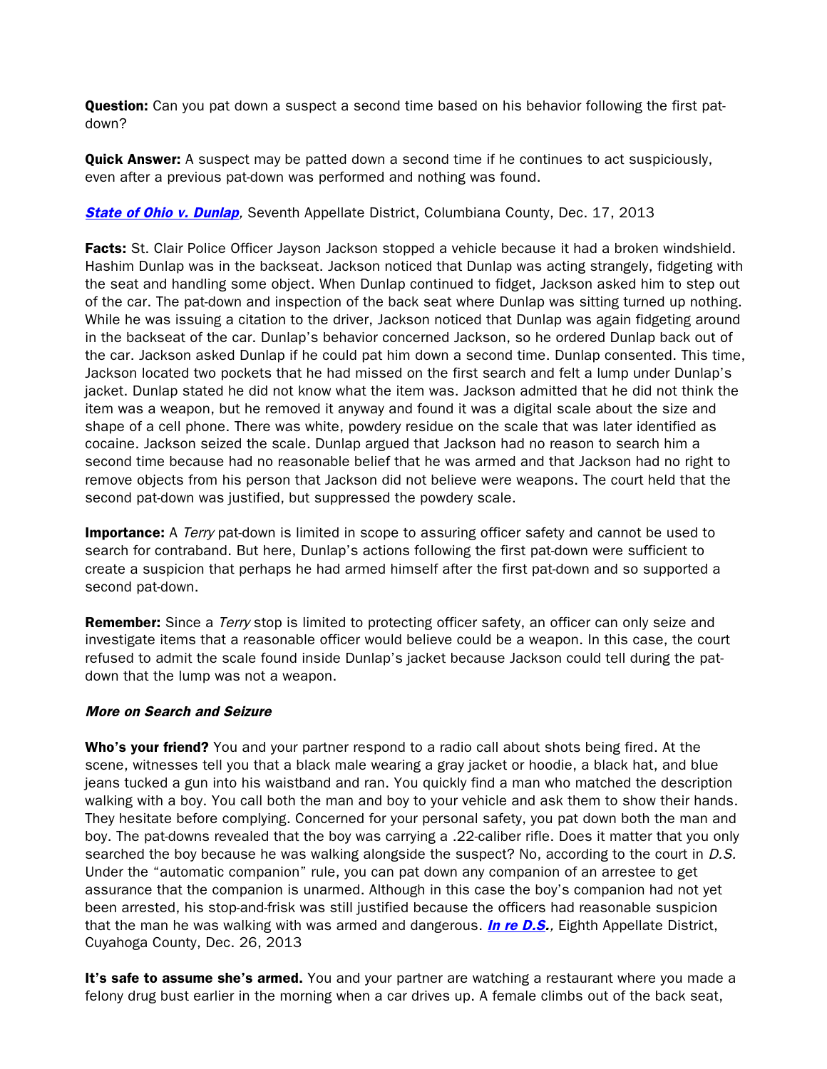**Question:** Can you pat down a suspect a second time based on his behavior following the first pat-down?

**Quick Answer:** A suspect may be patted down a second time if he continues to act suspiciously, even after a previous pat-down was performed and nothing was found.

***State of Ohio v. Dunlap**,* Seventh Appellate District, Columbiana County, Dec. 17, 2013

**Facts:** St. Clair Police Officer Jayson Jackson stopped a vehicle because it had a broken windshield. Hashim Dunlap was in the backseat. Jackson noticed that Dunlap was acting strangely, fidgeting with the seat and handling some object. When Dunlap continued to fidget, Jackson asked him to step out of the car. The pat-down and inspection of the back seat where Dunlap was sitting turned up nothing. While he was issuing a citation to the driver, Jackson noticed that Dunlap was again fidgeting around in the backseat of the car. Dunlap's behavior concerned Jackson, so he ordered Dunlap back out of the car. Jackson asked Dunlap if he could pat him down a second time. Dunlap consented. This time, Jackson located two pockets that he had missed on the first search and felt a lump under Dunlap's jacket. Dunlap stated he did not know what the item was. Jackson admitted that he did not think the item was a weapon, but he removed it anyway and found it was a digital scale about the size and shape of a cell phone. There was white, powdery residue on the scale that was later identified as cocaine. Jackson seized the scale. Dunlap argued that Jackson had no reason to search him a second time because had no reasonable belief that he was armed and that Jackson had no right to remove objects from his person that Jackson did not believe were weapons. The court held that the second pat-down was justified, but suppressed the powdery scale.

**Importance:** A *Terry* pat-down is limited in scope to assuring officer safety and cannot be used to search for contraband. But here, Dunlap's actions following the first pat-down were sufficient to create a suspicion that perhaps he had armed himself after the first pat-down and so supported a second pat-down.

**Remember:** Since a *Terry* stop is limited to protecting officer safety, an officer can only seize and investigate items that a reasonable officer would believe could be a weapon. In this case, the court refused to admit the scale found inside Dunlap's jacket because Jackson could tell during the pat-down that the lump was not a weapon.

***More on Search and Seizure***

**Who's your friend?** You and your partner respond to a radio call about shots being fired. At the scene, witnesses tell you that a black male wearing a gray jacket or hoodie, a black hat, and blue jeans tucked a gun into his waistband and ran. You quickly find a man who matched the description walking with a boy. You call both the man and boy to your vehicle and ask them to show their hands. They hesitate before complying. Concerned for your personal safety, you pat down both the man and boy. The pat-downs revealed that the boy was carrying a .22-caliber rifle. Does it matter that you only searched the boy because he was walking alongside the suspect? No, according to the court in *D.S.* Under the "automatic companion" rule, you can pat down any companion of an arrestee to get assurance that the companion is unarmed. Although in this case the boy's companion had not yet been arrested, his stop-and-frisk was still justified because the officers had reasonable suspicion that the man he was walking with was armed and dangerous. ***In re D.S.**,* Eighth Appellate District, Cuyahoga County, Dec. 26, 2013

**It's safe to assume she's armed.** You and your partner are watching a restaurant where you made a felony drug bust earlier in the morning when a car drives up. A female climbs out of the back seat,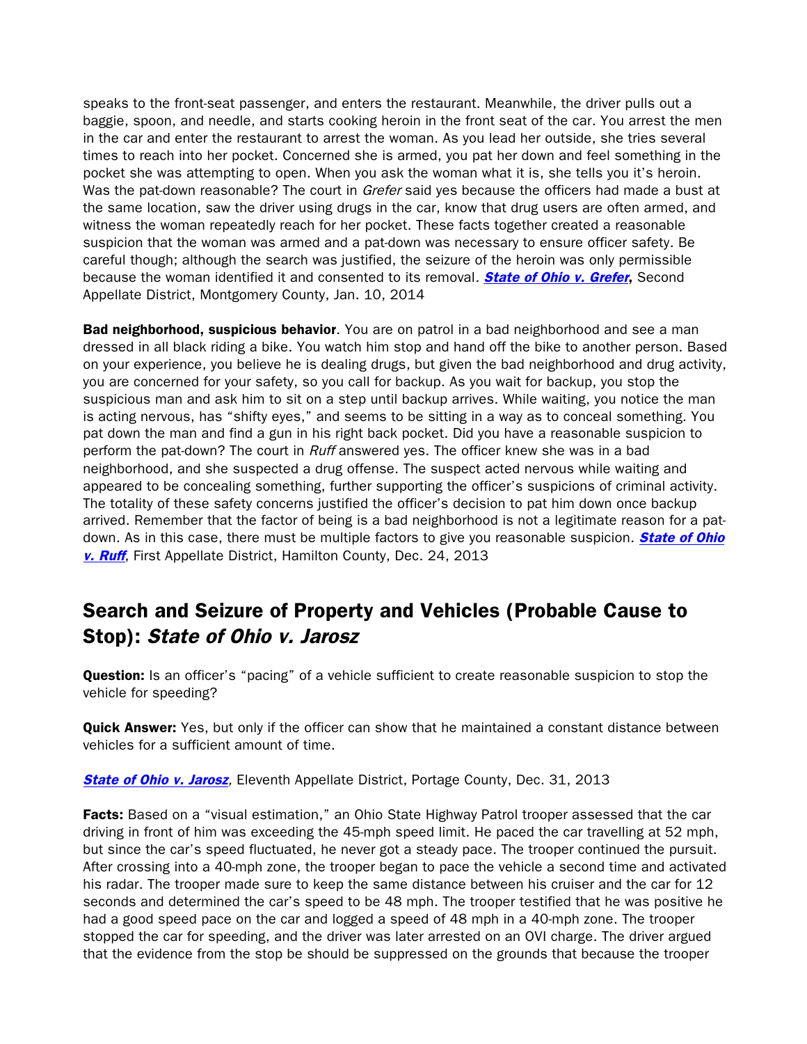speaks to the front-seat passenger, and enters the restaurant. Meanwhile, the driver pulls out a baggie, spoon, and needle, and starts cooking heroin in the front seat of the car. You arrest the men in the car and enter the restaurant to arrest the woman. As you lead her outside, she tries several times to reach into her pocket. Concerned she is armed, you pat her down and feel something in the pocket she was attempting to open. When you ask the woman what it is, she tells you it's heroin. Was the pat-down reasonable? The court in *Grefer* said yes because the officers had made a bust at the same location, saw the driver using drugs in the car, know that drug users are often armed, and witness the woman repeatedly reach for her pocket. These facts together created a reasonable suspicion that the woman was armed and a pat-down was necessary to ensure officer safety. Be careful though; although the search was justified, the seizure of the heroin was only permissible because the woman identified it and consented to its removal. ***State of Ohio v. Grefer*****,** Second Appellate District, Montgomery County, Jan. 10, 2014

**Bad neighborhood, suspicious behavior**. You are on patrol in a bad neighborhood and see a man dressed in all black riding a bike. You watch him stop and hand off the bike to another person. Based on your experience, you believe he is dealing drugs, but given the bad neighborhood and drug activity, you are concerned for your safety, so you call for backup. As you wait for backup, you stop the suspicious man and ask him to sit on a step until backup arrives. While waiting, you notice the man is acting nervous, has "shifty eyes," and seems to be sitting in a way as to conceal something. You pat down the man and find a gun in his right back pocket. Did you have a reasonable suspicion to perform the pat-down? The court in *Ruff* answered yes. The officer knew she was in a bad neighborhood, and she suspected a drug offense. The suspect acted nervous while waiting and appeared to be concealing something, further supporting the officer's suspicions of criminal activity. The totality of these safety concerns justified the officer's decision to pat him down once backup arrived. Remember that the factor of being is a bad neighborhood is not a legitimate reason for a pat-down. As in this case, there must be multiple factors to give you reasonable suspicion. ***State of Ohio v. Ruff***, First Appellate District, Hamilton County, Dec. 24, 2013

## Search and Seizure of Property and Vehicles (Probable Cause to Stop): *State of Ohio v. Jarosz*

**Question:** Is an officer's "pacing" of a vehicle sufficient to create reasonable suspicion to stop the vehicle for speeding?

**Quick Answer:** Yes, but only if the officer can show that he maintained a constant distance between vehicles for a sufficient amount of time.

***State of Ohio v. Jarosz***, Eleventh Appellate District, Portage County, Dec. 31, 2013

**Facts:** Based on a "visual estimation," an Ohio State Highway Patrol trooper assessed that the car driving in front of him was exceeding the 45-mph speed limit. He paced the car travelling at 52 mph, but since the car's speed fluctuated, he never got a steady pace. The trooper continued the pursuit. After crossing into a 40-mph zone, the trooper began to pace the vehicle a second time and activated his radar. The trooper made sure to keep the same distance between his cruiser and the car for 12 seconds and determined the car's speed to be 48 mph. The trooper testified that he was positive he had a good speed pace on the car and logged a speed of 48 mph in a 40-mph zone. The trooper stopped the car for speeding, and the driver was later arrested on an OVI charge. The driver argued that the evidence from the stop be should be suppressed on the grounds that because the trooper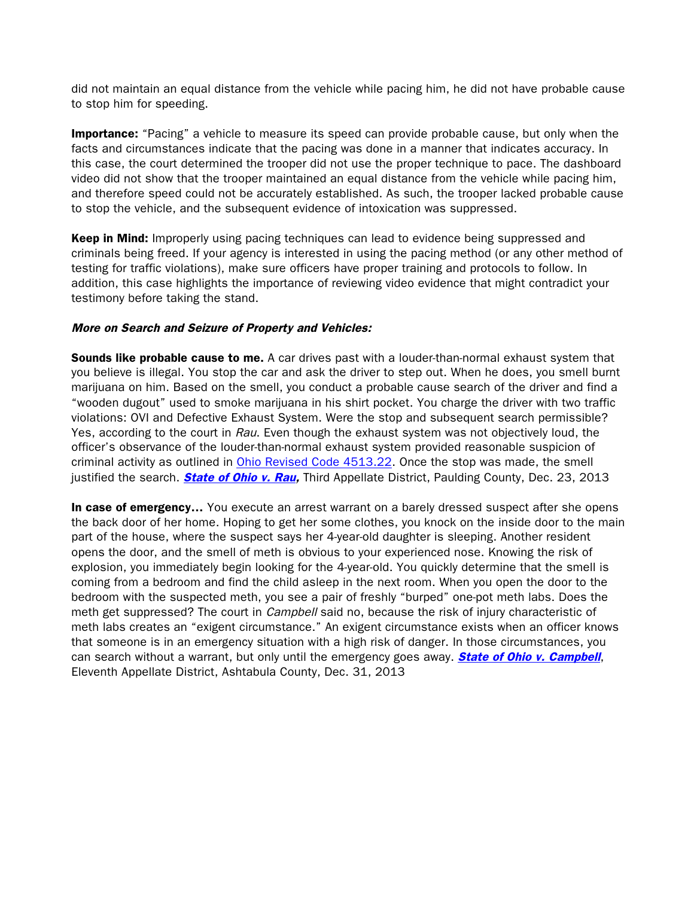did not maintain an equal distance from the vehicle while pacing him, he did not have probable cause to stop him for speeding.

**Importance:** "Pacing" a vehicle to measure its speed can provide probable cause, but only when the facts and circumstances indicate that the pacing was done in a manner that indicates accuracy. In this case, the court determined the trooper did not use the proper technique to pace. The dashboard video did not show that the trooper maintained an equal distance from the vehicle while pacing him, and therefore speed could not be accurately established. As such, the trooper lacked probable cause to stop the vehicle, and the subsequent evidence of intoxication was suppressed.

**Keep in Mind:** Improperly using pacing techniques can lead to evidence being suppressed and criminals being freed. If your agency is interested in using the pacing method (or any other method of testing for traffic violations), make sure officers have proper training and protocols to follow. In addition, this case highlights the importance of reviewing video evidence that might contradict your testimony before taking the stand.

***More on Search and Seizure of Property and Vehicles:***

**Sounds like probable cause to me.** A car drives past with a louder-than-normal exhaust system that you believe is illegal. You stop the car and ask the driver to step out. When he does, you smell burnt marijuana on him. Based on the smell, you conduct a probable cause search of the driver and find a "wooden dugout" used to smoke marijuana in his shirt pocket. You charge the driver with two traffic violations: OVI and Defective Exhaust System. Were the stop and subsequent search permissible? Yes, according to the court in *Rau*. Even though the exhaust system was not objectively loud, the officer's observance of the louder-than-normal exhaust system provided reasonable suspicion of criminal activity as outlined in Ohio Revised Code 4513.22. Once the stop was made, the smell justified the search. ***State of Ohio v. Rau,*** Third Appellate District, Paulding County, Dec. 23, 2013

**In case of emergency…** You execute an arrest warrant on a barely dressed suspect after she opens the back door of her home. Hoping to get her some clothes, you knock on the inside door to the main part of the house, where the suspect says her 4-year-old daughter is sleeping. Another resident opens the door, and the smell of meth is obvious to your experienced nose. Knowing the risk of explosion, you immediately begin looking for the 4-year-old. You quickly determine that the smell is coming from a bedroom and find the child asleep in the next room. When you open the door to the bedroom with the suspected meth, you see a pair of freshly "burped" one-pot meth labs. Does the meth get suppressed? The court in *Campbell* said no, because the risk of injury characteristic of meth labs creates an "exigent circumstance." An exigent circumstance exists when an officer knows that someone is in an emergency situation with a high risk of danger. In those circumstances, you can search without a warrant, but only until the emergency goes away. ***State of Ohio v. Campbell***, Eleventh Appellate District, Ashtabula County, Dec. 31, 2013